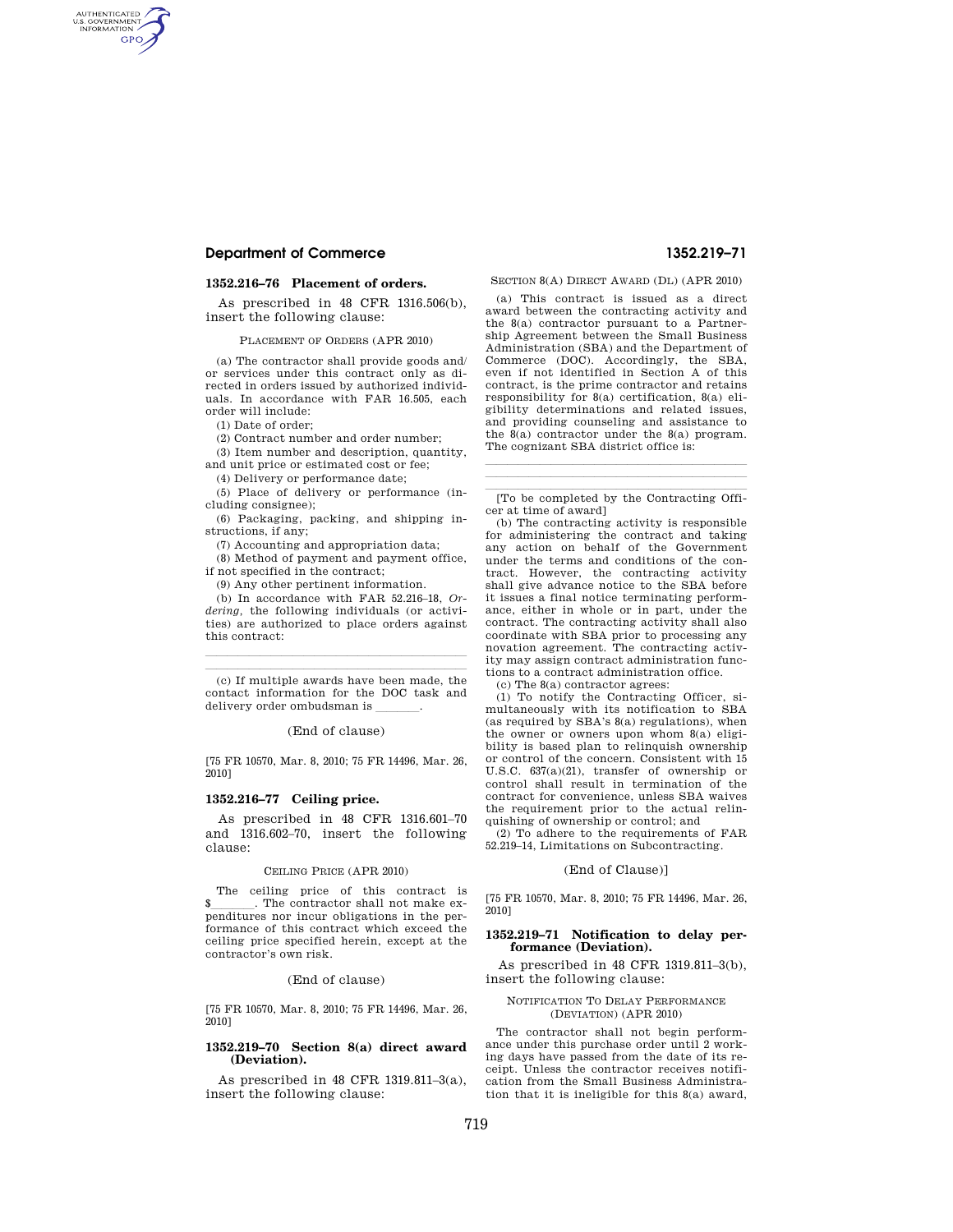### 1352.216–76 Placement of orders.

As prescribed in 48 CFR 1316.506(b), insert the following clause:

PLACEMENT OF ORDERS (APR 2010)

(a) The contractor shall provide goods and/or services under this contract only as directed in orders issued by authorized individuals. In accordance with FAR 16.505, each order will include:

(1) Date of order;

(2) Contract number and order number;

(3) Item number and description, quantity, and unit price or estimated cost or fee;

(4) Delivery or performance date;

(5) Place of delivery or performance (including consignee);

(6) Packaging, packing, and shipping instructions, if any;

(7) Accounting and appropriation data;

(8) Method of payment and payment office, if not specified in the contract;

(9) Any other pertinent information.

(b) In accordance with FAR 52.216–18, *Ordering*, the following individuals (or activities) are authorized to place orders against this contract:

\_\_\_\_\_\_\_\_\_\_\_\_\_\_\_\_\_\_\_\_\_\_\_\_\_\_\_\_\_\_\_\_\_\_\_\_\_\_\_\_

\_\_\_\_\_\_\_\_\_\_\_\_\_\_\_\_\_\_\_\_\_\_\_\_\_\_\_\_\_\_\_\_\_\_\_\_\_\_\_\_

(c) If multiple awards have been made, the contact information for the DOC task and delivery order ombudsman is \_\_\_\_\_\_\_.

(End of clause)

[75 FR 10570, Mar. 8, 2010; 75 FR 14496, Mar. 26, 2010]

### 1352.216–77 Ceiling price.

As prescribed in 48 CFR 1316.601–70 and 1316.602–70, insert the following clause:

CEILING PRICE (APR 2010)

The ceiling price of this contract is $\_\_\_\_\_\_\_. The contractor shall not make expenditures nor incur obligations in the performance of this contract which exceed the ceiling price specified herein, except at the contractor's own risk.

(End of clause)

[75 FR 10570, Mar. 8, 2010; 75 FR 14496, Mar. 26, 2010]

### 1352.219–70 Section 8(a) direct award (Deviation).

As prescribed in 48 CFR 1319.811–3(a), insert the following clause:

SECTION 8(A) DIRECT AWARD (DL) (APR 2010)

(a) This contract is issued as a direct award between the contracting activity and the 8(a) contractor pursuant to a Partnership Agreement between the Small Business Administration (SBA) and the Department of Commerce (DOC). Accordingly, the SBA, even if not identified in Section A of this contract, is the prime contractor and retains responsibility for 8(a) certification, 8(a) eligibility determinations and related issues, and providing counseling and assistance to the 8(a) contractor under the 8(a) program. The cognizant SBA district office is:

\_\_\_\_\_\_\_\_\_\_\_\_\_\_\_\_\_\_\_\_\_\_\_\_\_\_\_\_\_\_\_\_\_\_\_\_\_\_\_\_

\_\_\_\_\_\_\_\_\_\_\_\_\_\_\_\_\_\_\_\_\_\_\_\_\_\_\_\_\_\_\_\_\_\_\_\_\_\_\_\_

\_\_\_\_\_\_\_\_\_\_\_\_\_\_\_\_\_\_\_\_\_\_\_\_\_\_\_\_\_\_\_\_\_\_\_\_\_\_\_\_

[To be completed by the Contracting Officer at time of award]

(b) The contracting activity is responsible for administering the contract and taking any action on behalf of the Government under the terms and conditions of the contract. However, the contracting activity shall give advance notice to the SBA before it issues a final notice terminating performance, either in whole or in part, under the contract. The contracting activity shall also coordinate with SBA prior to processing any novation agreement. The contracting activity may assign contract administration functions to a contract administration office.

(c) The 8(a) contractor agrees:

(1) To notify the Contracting Officer, simultaneously with its notification to SBA (as required by SBA's 8(a) regulations), when the owner or owners upon whom 8(a) eligibility is based plan to relinquish ownership or control of the concern. Consistent with 15 U.S.C. 637(a)(21), transfer of ownership or control shall result in termination of the contract for convenience, unless SBA waives the requirement prior to the actual relinquishing of ownership or control; and

(2) To adhere to the requirements of FAR 52.219–14, Limitations on Subcontracting.

(End of Clause)]

[75 FR 10570, Mar. 8, 2010; 75 FR 14496, Mar. 26, 2010]

### 1352.219–71 Notification to delay performance (Deviation).

As prescribed in 48 CFR 1319.811–3(b), insert the following clause:

NOTIFICATION TO DELAY PERFORMANCE (DEVIATION) (APR 2010)

The contractor shall not begin performance under this purchase order until 2 working days have passed from the date of its receipt. Unless the contractor receives notification from the Small Business Administration that it is ineligible for this 8(a) award,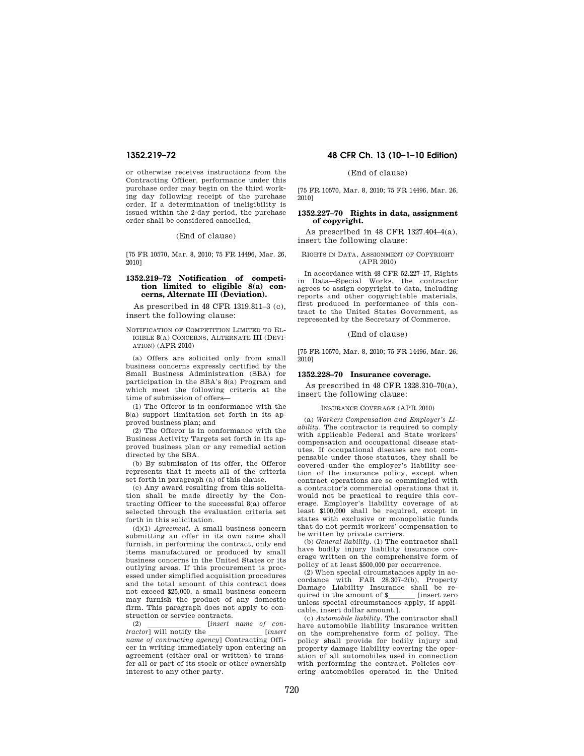or otherwise receives instructions from the Contracting Officer, performance under this purchase order may begin on the third working day following receipt of the purchase order. If a determination of ineligibility is issued within the 2-day period, the purchase order shall be considered cancelled.

(End of clause)

[75 FR 10570, Mar. 8, 2010; 75 FR 14496, Mar. 26, 2010]

### 1352.219–72 Notification of competition limited to eligible 8(a) concerns, Alternate III (Deviation).

As prescribed in 48 CFR 1319.811–3 (c), insert the following clause:

NOTIFICATION OF COMPETITION LIMITED TO ELIGIBLE 8(A) CONCERNS, ALTERNATE III (DEVIATION) (APR 2010)

(a) Offers are solicited only from small business concerns expressly certified by the Small Business Administration (SBA) for participation in the SBA's 8(a) Program and which meet the following criteria at the time of submission of offers—

(1) The Offeror is in conformance with the 8(a) support limitation set forth in its approved business plan; and

(2) The Offeror is in conformance with the Business Activity Targets set forth in its approved business plan or any remedial action directed by the SBA.

(b) By submission of its offer, the Offeror represents that it meets all of the criteria set forth in paragraph (a) of this clause.

(c) Any award resulting from this solicitation shall be made directly by the Contracting Officer to the successful 8(a) offeror selected through the evaluation criteria set forth in this solicitation.

(d)(1) *Agreement*. A small business concern submitting an offer in its own name shall furnish, in performing the contract, only end items manufactured or produced by small business concerns in the United States or its outlying areas. If this procurement is processed under simplified acquisition procedures and the total amount of this contract does not exceed $25,000, a small business concern may furnish the product of any domestic firm. This paragraph does not apply to construction or service contracts.

(2) _______________ [*insert name of contractor*] will notify the _______________ [*insert name of contracting agency*] Contracting Officer in writing immediately upon entering an agreement (either oral or written) to transfer all or part of its stock or other ownership interest to any other party.

(End of clause)

[75 FR 10570, Mar. 8, 2010; 75 FR 14496, Mar. 26, 2010]

### 1352.227–70 Rights in data, assignment of copyright.

As prescribed in 48 CFR 1327.404–4(a), insert the following clause:

RIGHTS IN DATA, ASSIGNMENT OF COPYRIGHT (APR 2010)

In accordance with 48 CFR 52.227–17, Rights in Data—Special Works, the contractor agrees to assign copyright to data, including reports and other copyrightable materials, first produced in performance of this contract to the United States Government, as represented by the Secretary of Commerce.

(End of clause)

[75 FR 10570, Mar. 8, 2010; 75 FR 14496, Mar. 26, 2010]

### 1352.228–70 Insurance coverage.

As prescribed in 48 CFR 1328.310–70(a), insert the following clause:

INSURANCE COVERAGE (APR 2010)

(a) *Workers Compensation and Employer's Liability*. The contractor is required to comply with applicable Federal and State workers' compensation and occupational disease statutes. If occupational diseases are not compensable under those statutes, they shall be covered under the employer's liability section of the insurance policy, except when contract operations are so commingled with a contractor's commercial operations that it would not be practical to require this coverage. Employer's liability coverage of at least $100,000 shall be required, except in states with exclusive or monopolistic funds that do not permit workers' compensation to be written by private carriers.

(b) *General liability*. (1) The contractor shall have bodily injury liability insurance coverage written on the comprehensive form of policy of at least $500,000 per occurrence.

(2) When special circumstances apply in accordance with FAR 28.307–2(b), Property Damage Liability Insurance shall be required in the amount of $_______ [insert zero unless special circumstances apply, if applicable, insert dollar amount.].

(c) *Automobile liability*. The contractor shall have automobile liability insurance written on the comprehensive form of policy. The policy shall provide for bodily injury and property damage liability covering the operation of all automobiles used in connection with performing the contract. Policies covering automobiles operated in the United